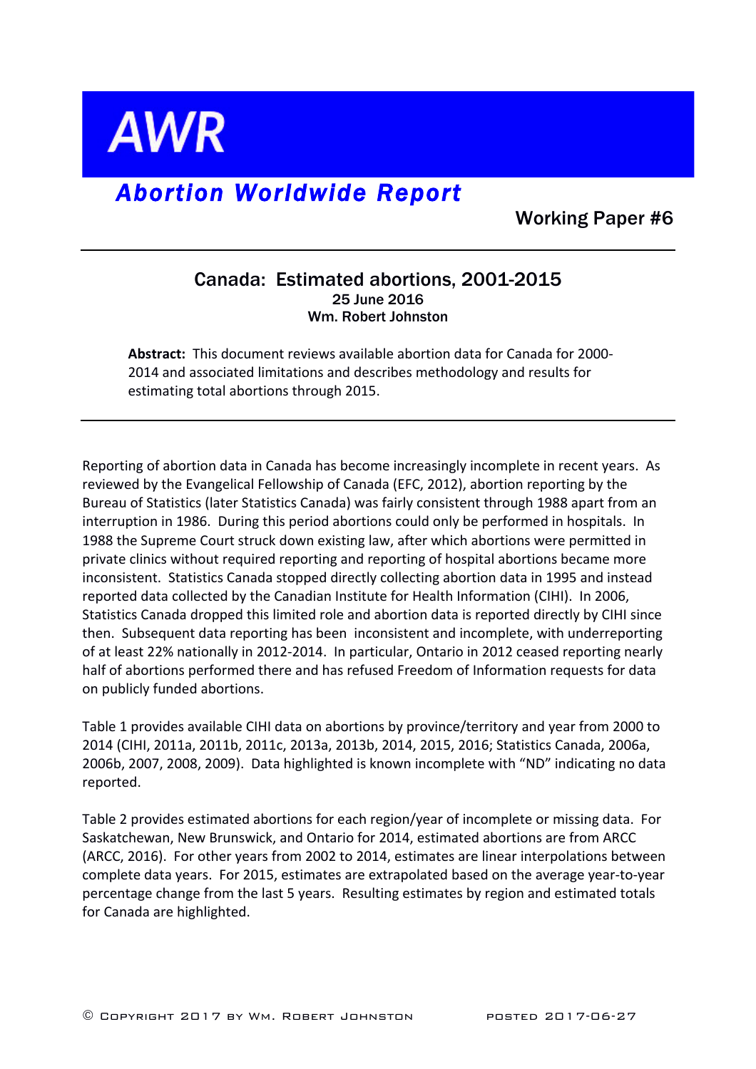# AWR

## *Abortion Worldwide Report*

Working Paper #6

---

### Canada: Estimated abortions, 2001-2015

25 June 2016

Wm. Robert Johnston

**Abstract:** This document reviews available abortion data for Canada for 2000-2014 and associated limitations and describes methodology and results for estimating total abortions through 2015.

---

Reporting of abortion data in Canada has become increasingly incomplete in recent years. As reviewed by the Evangelical Fellowship of Canada (EFC, 2012), abortion reporting by the Bureau of Statistics (later Statistics Canada) was fairly consistent through 1988 apart from an interruption in 1986. During this period abortions could only be performed in hospitals. In 1988 the Supreme Court struck down existing law, after which abortions were permitted in private clinics without required reporting and reporting of hospital abortions became more inconsistent. Statistics Canada stopped directly collecting abortion data in 1995 and instead reported data collected by the Canadian Institute for Health Information (CIHI). In 2006, Statistics Canada dropped this limited role and abortion data is reported directly by CIHI since then. Subsequent data reporting has been inconsistent and incomplete, with underreporting of at least 22% nationally in 2012-2014. In particular, Ontario in 2012 ceased reporting nearly half of abortions performed there and has refused Freedom of Information requests for data on publicly funded abortions.

Table 1 provides available CIHI data on abortions by province/territory and year from 2000 to 2014 (CIHI, 2011a, 2011b, 2011c, 2013a, 2013b, 2014, 2015, 2016; Statistics Canada, 2006a, 2006b, 2007, 2008, 2009). Data highlighted is known incomplete with "ND" indicating no data reported.

Table 2 provides estimated abortions for each region/year of incomplete or missing data. For Saskatchewan, New Brunswick, and Ontario for 2014, estimated abortions are from ARCC (ARCC, 2016). For other years from 2002 to 2014, estimates are linear interpolations between complete data years. For 2015, estimates are extrapolated based on the average year-to-year percentage change from the last 5 years. Resulting estimates by region and estimated totals for Canada are highlighted.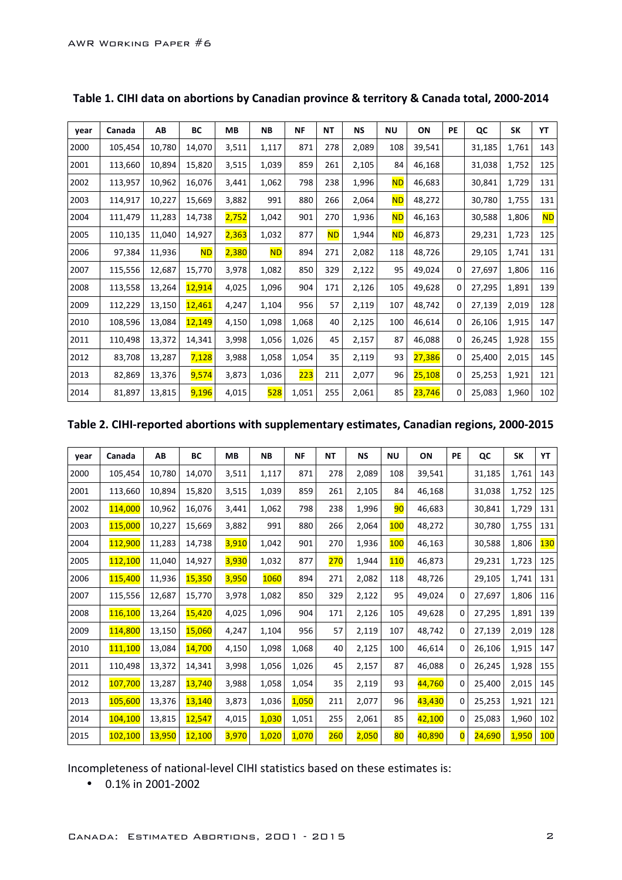### Table 1. CIHI data on abortions by Canadian province & territory & Canada total, 2000-2014

| year | Canada | AB | BC | MB | NB | NF | NT | NS | NU | ON | PE | QC | SK | YT |
|---|---|---|---|---|---|---|---|---|---|---|---|---|---|---|
| 2000 | 105,454 | 10,780 | 14,070 | 3,511 | 1,117 | 871 | 278 | 2,089 | 108 | 39,541 | | 31,185 | 1,761 | 143 |
| 2001 | 113,660 | 10,894 | 15,820 | 3,515 | 1,039 | 859 | 261 | 2,105 | 84 | 46,168 | | 31,038 | 1,752 | 125 |
| 2002 | 113,957 | 10,962 | 16,076 | 3,441 | 1,062 | 798 | 238 | 1,996 | ND | 46,683 | | 30,841 | 1,729 | 131 |
| 2003 | 114,917 | 10,227 | 15,669 | 3,882 | 991 | 880 | 266 | 2,064 | ND | 48,272 | | 30,780 | 1,755 | 131 |
| 2004 | 111,479 | 11,283 | 14,738 | 2,752 | 1,042 | 901 | 270 | 1,936 | ND | 46,163 | | 30,588 | 1,806 | ND |
| 2005 | 110,135 | 11,040 | 14,927 | 2,363 | 1,032 | 877 | ND | 1,944 | ND | 46,873 | | 29,231 | 1,723 | 125 |
| 2006 | 97,384 | 11,936 | ND | 2,380 | ND | 894 | 271 | 2,082 | 118 | 48,726 | | 29,105 | 1,741 | 131 |
| 2007 | 115,556 | 12,687 | 15,770 | 3,978 | 1,082 | 850 | 329 | 2,122 | 95 | 49,024 | 0 | 27,697 | 1,806 | 116 |
| 2008 | 113,558 | 13,264 | 12,914 | 4,025 | 1,096 | 904 | 171 | 2,126 | 105 | 49,628 | 0 | 27,295 | 1,891 | 139 |
| 2009 | 112,229 | 13,150 | 12,461 | 4,247 | 1,104 | 956 | 57 | 2,119 | 107 | 48,742 | 0 | 27,139 | 2,019 | 128 |
| 2010 | 108,596 | 13,084 | 12,149 | 4,150 | 1,098 | 1,068 | 40 | 2,125 | 100 | 46,614 | 0 | 26,106 | 1,915 | 147 |
| 2011 | 110,498 | 13,372 | 14,341 | 3,998 | 1,056 | 1,026 | 45 | 2,157 | 87 | 46,088 | 0 | 26,245 | 1,928 | 155 |
| 2012 | 83,708 | 13,287 | 7,128 | 3,988 | 1,058 | 1,054 | 35 | 2,119 | 93 | 27,386 | 0 | 25,400 | 2,015 | 145 |
| 2013 | 82,869 | 13,376 | 9,574 | 3,873 | 1,036 | 223 | 211 | 2,077 | 96 | 25,108 | 0 | 25,253 | 1,921 | 121 |
| 2014 | 81,897 | 13,815 | 9,196 | 4,015 | 528 | 1,051 | 255 | 2,061 | 85 | 23,746 | 0 | 25,083 | 1,960 | 102 |

### Table 2. CIHI-reported abortions with supplementary estimates, Canadian regions, 2000-2015

| year | Canada | AB | BC | MB | NB | NF | NT | NS | NU | ON | PE | QC | SK | YT |
|---|---|---|---|---|---|---|---|---|---|---|---|---|---|---|
| 2000 | 105,454 | 10,780 | 14,070 | 3,511 | 1,117 | 871 | 278 | 2,089 | 108 | 39,541 | | 31,185 | 1,761 | 143 |
| 2001 | 113,660 | 10,894 | 15,820 | 3,515 | 1,039 | 859 | 261 | 2,105 | 84 | 46,168 | | 31,038 | 1,752 | 125 |
| 2002 | 114,000 | 10,962 | 16,076 | 3,441 | 1,062 | 798 | 238 | 1,996 | 90 | 46,683 | | 30,841 | 1,729 | 131 |
| 2003 | 115,000 | 10,227 | 15,669 | 3,882 | 991 | 880 | 266 | 2,064 | 100 | 48,272 | | 30,780 | 1,755 | 131 |
| 2004 | 112,900 | 11,283 | 14,738 | 3,910 | 1,042 | 901 | 270 | 1,936 | 100 | 46,163 | | 30,588 | 1,806 | 130 |
| 2005 | 112,100 | 11,040 | 14,927 | 3,930 | 1,032 | 877 | 270 | 1,944 | 110 | 46,873 | | 29,231 | 1,723 | 125 |
| 2006 | 115,400 | 11,936 | 15,350 | 3,950 | 1060 | 894 | 271 | 2,082 | 118 | 48,726 | | 29,105 | 1,741 | 131 |
| 2007 | 115,556 | 12,687 | 15,770 | 3,978 | 1,082 | 850 | 329 | 2,122 | 95 | 49,024 | 0 | 27,697 | 1,806 | 116 |
| 2008 | 116,100 | 13,264 | 15,420 | 4,025 | 1,096 | 904 | 171 | 2,126 | 105 | 49,628 | 0 | 27,295 | 1,891 | 139 |
| 2009 | 114,800 | 13,150 | 15,060 | 4,247 | 1,104 | 956 | 57 | 2,119 | 107 | 48,742 | 0 | 27,139 | 2,019 | 128 |
| 2010 | 111,100 | 13,084 | 14,700 | 4,150 | 1,098 | 1,068 | 40 | 2,125 | 100 | 46,614 | 0 | 26,106 | 1,915 | 147 |
| 2011 | 110,498 | 13,372 | 14,341 | 3,998 | 1,056 | 1,026 | 45 | 2,157 | 87 | 46,088 | 0 | 26,245 | 1,928 | 155 |
| 2012 | 107,700 | 13,287 | 13,740 | 3,988 | 1,058 | 1,054 | 35 | 2,119 | 93 | 44,760 | 0 | 25,400 | 2,015 | 145 |
| 2013 | 105,600 | 13,376 | 13,140 | 3,873 | 1,036 | 1,050 | 211 | 2,077 | 96 | 43,430 | 0 | 25,253 | 1,921 | 121 |
| 2014 | 104,100 | 13,815 | 12,547 | 4,015 | 1,030 | 1,051 | 255 | 2,061 | 85 | 42,100 | 0 | 25,083 | 1,960 | 102 |
| 2015 | 102,100 | 13,950 | 12,100 | 3,970 | 1,020 | 1,070 | 260 | 2,050 | 80 | 40,890 | 0 | 24,690 | 1,950 | 100 |

Incompleteness of national-level CIHI statistics based on these estimates is:

- 0.1% in 2001-2002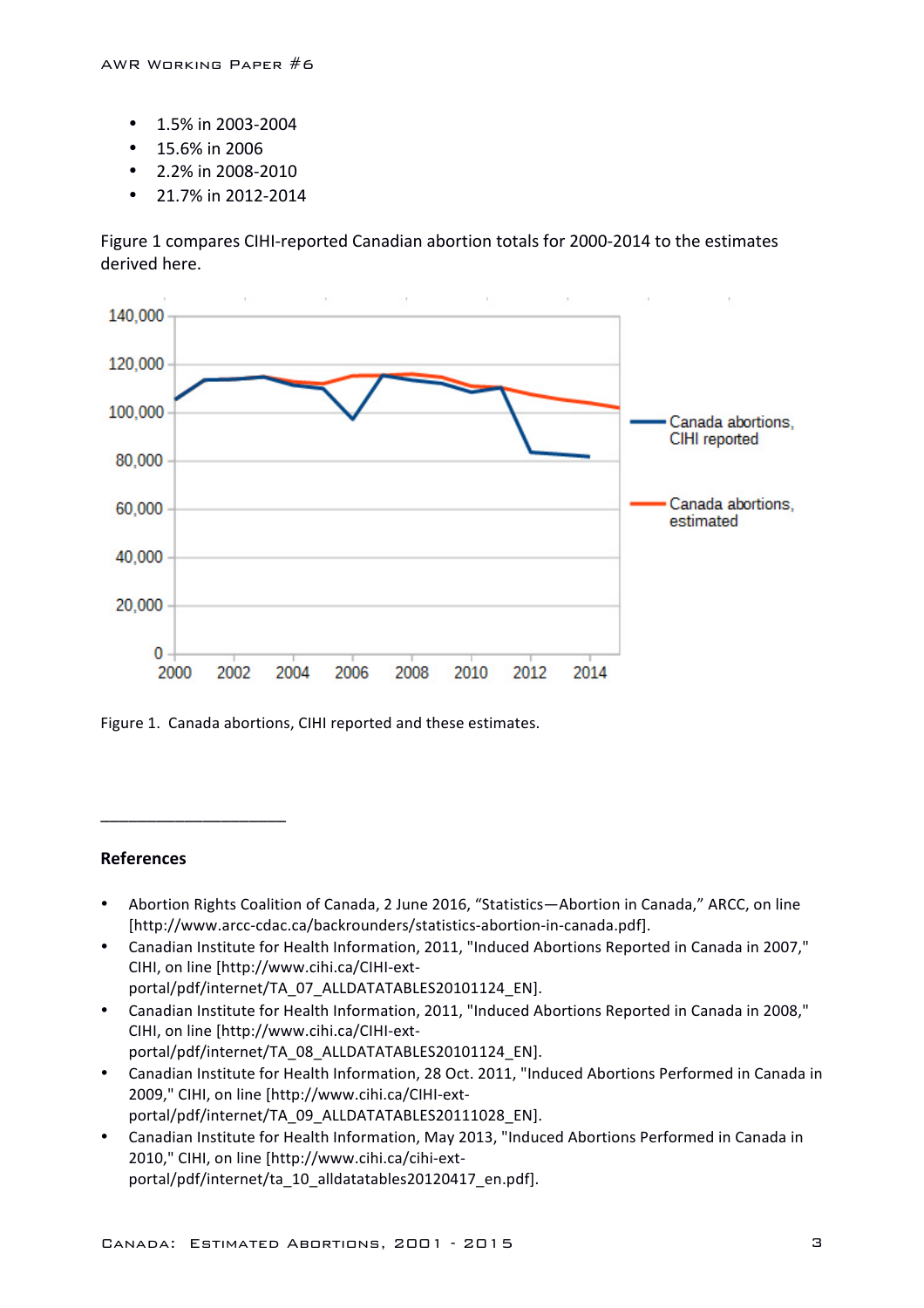- 1.5% in 2003-2004
- 15.6% in 2006
- 2.2% in 2008-2010
- 21.7% in 2012-2014

Figure 1 compares CIHI-reported Canadian abortion totals for 2000-2014 to the estimates derived here.

140,000
120,000
100,000
80,000
60,000
40,000
20,000
0
2000 2002 2004 2006 2008 2010 2012 2014

Canada abortions, CIHI reported

Canada abortions, estimated

Figure 1. Canada abortions, CIHI reported and these estimates.

---

## References

- Abortion Rights Coalition of Canada, 2 June 2016, "Statistics—Abortion in Canada," ARCC, on line [http://www.arcc-cdac.ca/backrounders/statistics-abortion-in-canada.pdf].
- Canadian Institute for Health Information, 2011, "Induced Abortions Reported in Canada in 2007," CIHI, on line [http://www.cihi.ca/CIHI-ext-portal/pdf/internet/TA_07_ALLDATATABLES20101124_EN].
- Canadian Institute for Health Information, 2011, "Induced Abortions Reported in Canada in 2008," CIHI, on line [http://www.cihi.ca/CIHI-ext-portal/pdf/internet/TA_08_ALLDATATABLES20101124_EN].
- Canadian Institute for Health Information, 28 Oct. 2011, "Induced Abortions Performed in Canada in 2009," CIHI, on line [http://www.cihi.ca/CIHI-ext-portal/pdf/internet/TA_09_ALLDATATABLES20111028_EN].
- Canadian Institute for Health Information, May 2013, "Induced Abortions Performed in Canada in 2010," CIHI, on line [http://www.cihi.ca/cihi-ext-portal/pdf/internet/ta_10_alldatatables20120417_en.pdf].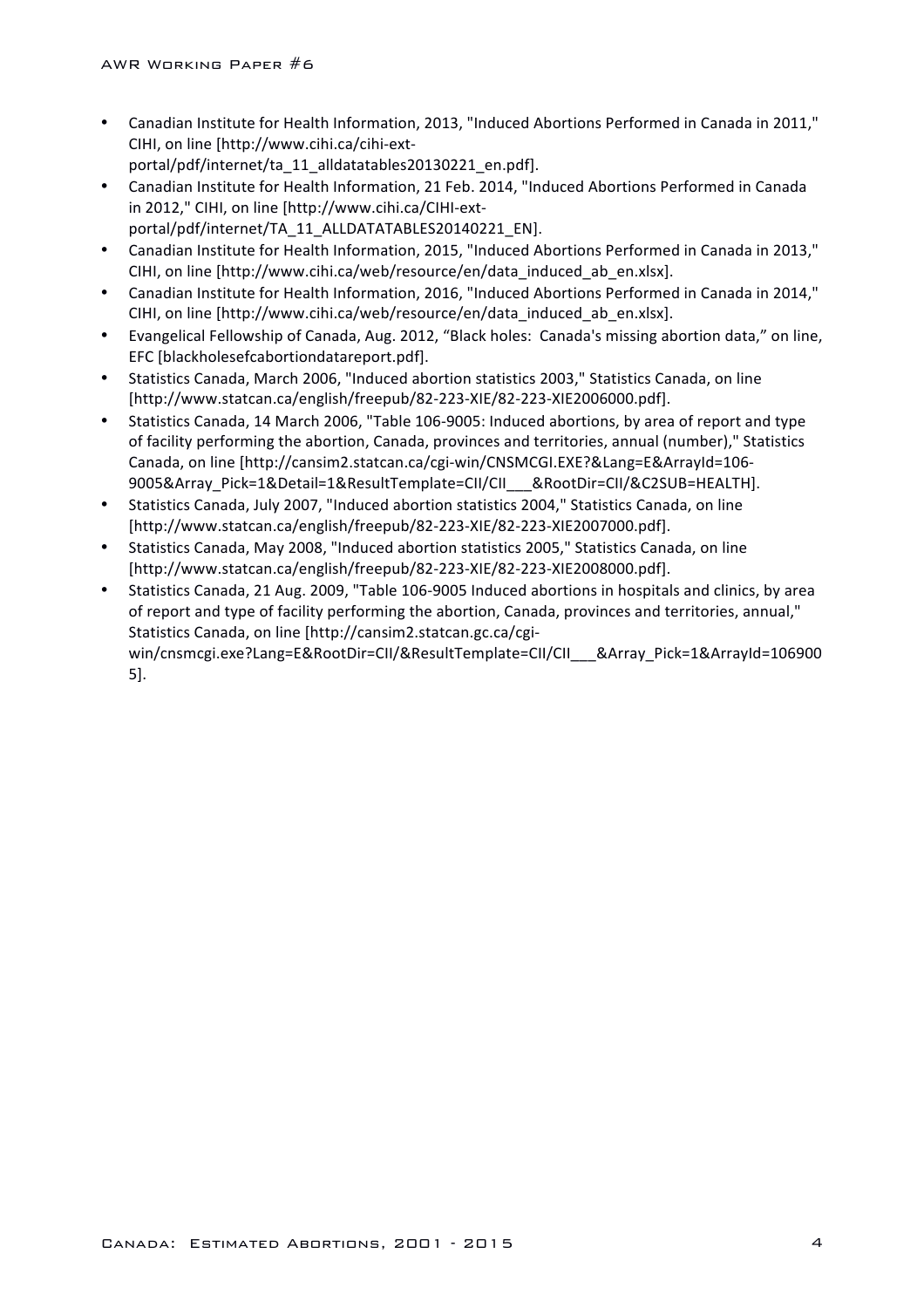- Canadian Institute for Health Information, 2013, "Induced Abortions Performed in Canada in 2011," CIHI, on line [http://www.cihi.ca/cihi-ext-portal/pdf/internet/ta_11_alldatatables20130221_en.pdf].
- Canadian Institute for Health Information, 21 Feb. 2014, "Induced Abortions Performed in Canada in 2012," CIHI, on line [http://www.cihi.ca/CIHI-ext-portal/pdf/internet/TA_11_ALLDATATABLES20140221_EN].
- Canadian Institute for Health Information, 2015, "Induced Abortions Performed in Canada in 2013," CIHI, on line [http://www.cihi.ca/web/resource/en/data_induced_ab_en.xlsx].
- Canadian Institute for Health Information, 2016, "Induced Abortions Performed in Canada in 2014," CIHI, on line [http://www.cihi.ca/web/resource/en/data_induced_ab_en.xlsx].
- Evangelical Fellowship of Canada, Aug. 2012, "Black holes: Canada's missing abortion data," on line, EFC [blackholesefcabortiondatareport.pdf].
- Statistics Canada, March 2006, "Induced abortion statistics 2003," Statistics Canada, on line [http://www.statcan.ca/english/freepub/82-223-XIE/82-223-XIE2006000.pdf].
- Statistics Canada, 14 March 2006, "Table 106-9005: Induced abortions, by area of report and type of facility performing the abortion, Canada, provinces and territories, annual (number)," Statistics Canada, on line [http://cansim2.statcan.ca/cgi-win/CNSMCGI.EXE?&Lang=E&ArrayId=106-9005&Array_Pick=1&Detail=1&ResultTemplate=CII/CII___&RootDir=CII/&C2SUB=HEALTH].
- Statistics Canada, July 2007, "Induced abortion statistics 2004," Statistics Canada, on line [http://www.statcan.ca/english/freepub/82-223-XIE/82-223-XIE2007000.pdf].
- Statistics Canada, May 2008, "Induced abortion statistics 2005," Statistics Canada, on line [http://www.statcan.ca/english/freepub/82-223-XIE/82-223-XIE2008000.pdf].
- Statistics Canada, 21 Aug. 2009, "Table 106-9005 Induced abortions in hospitals and clinics, by area of report and type of facility performing the abortion, Canada, provinces and territories, annual," Statistics Canada, on line [http://cansim2.statcan.gc.ca/cgi-win/cnsmcgi.exe?Lang=E&RootDir=CII/&ResultTemplate=CII/CII___&Array_Pick=1&ArrayId=1069005].